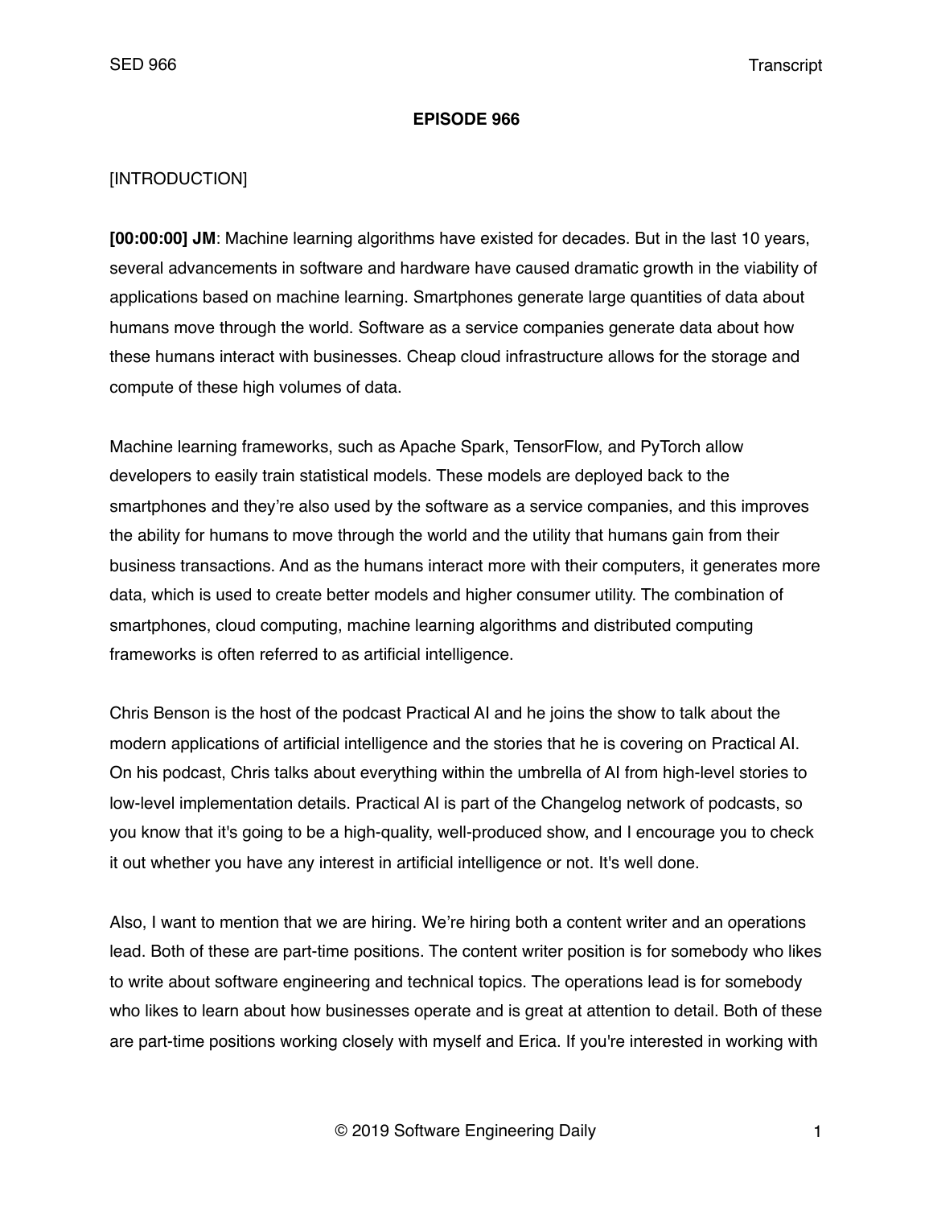**EPISODE 966**

[INTRODUCTION]

**[00:00:00] JM**: Machine learning algorithms have existed for decades. But in the last 10 years, several advancements in software and hardware have caused dramatic growth in the viability of applications based on machine learning. Smartphones generate large quantities of data about humans move through the world. Software as a service companies generate data about how these humans interact with businesses. Cheap cloud infrastructure allows for the storage and compute of these high volumes of data.

Machine learning frameworks, such as Apache Spark, TensorFlow, and PyTorch allow developers to easily train statistical models. These models are deployed back to the smartphones and they're also used by the software as a service companies, and this improves the ability for humans to move through the world and the utility that humans gain from their business transactions. And as the humans interact more with their computers, it generates more data, which is used to create better models and higher consumer utility. The combination of smartphones, cloud computing, machine learning algorithms and distributed computing frameworks is often referred to as artificial intelligence.

Chris Benson is the host of the podcast Practical AI and he joins the show to talk about the modern applications of artificial intelligence and the stories that he is covering on Practical AI. On his podcast, Chris talks about everything within the umbrella of AI from high-level stories to low-level implementation details. Practical AI is part of the Changelog network of podcasts, so you know that it's going to be a high-quality, well-produced show, and I encourage you to check it out whether you have any interest in artificial intelligence or not. It's well done.

Also, I want to mention that we are hiring. We're hiring both a content writer and an operations lead. Both of these are part-time positions. The content writer position is for somebody who likes to write about software engineering and technical topics. The operations lead is for somebody who likes to learn about how businesses operate and is great at attention to detail. Both of these are part-time positions working closely with myself and Erica. If you're interested in working with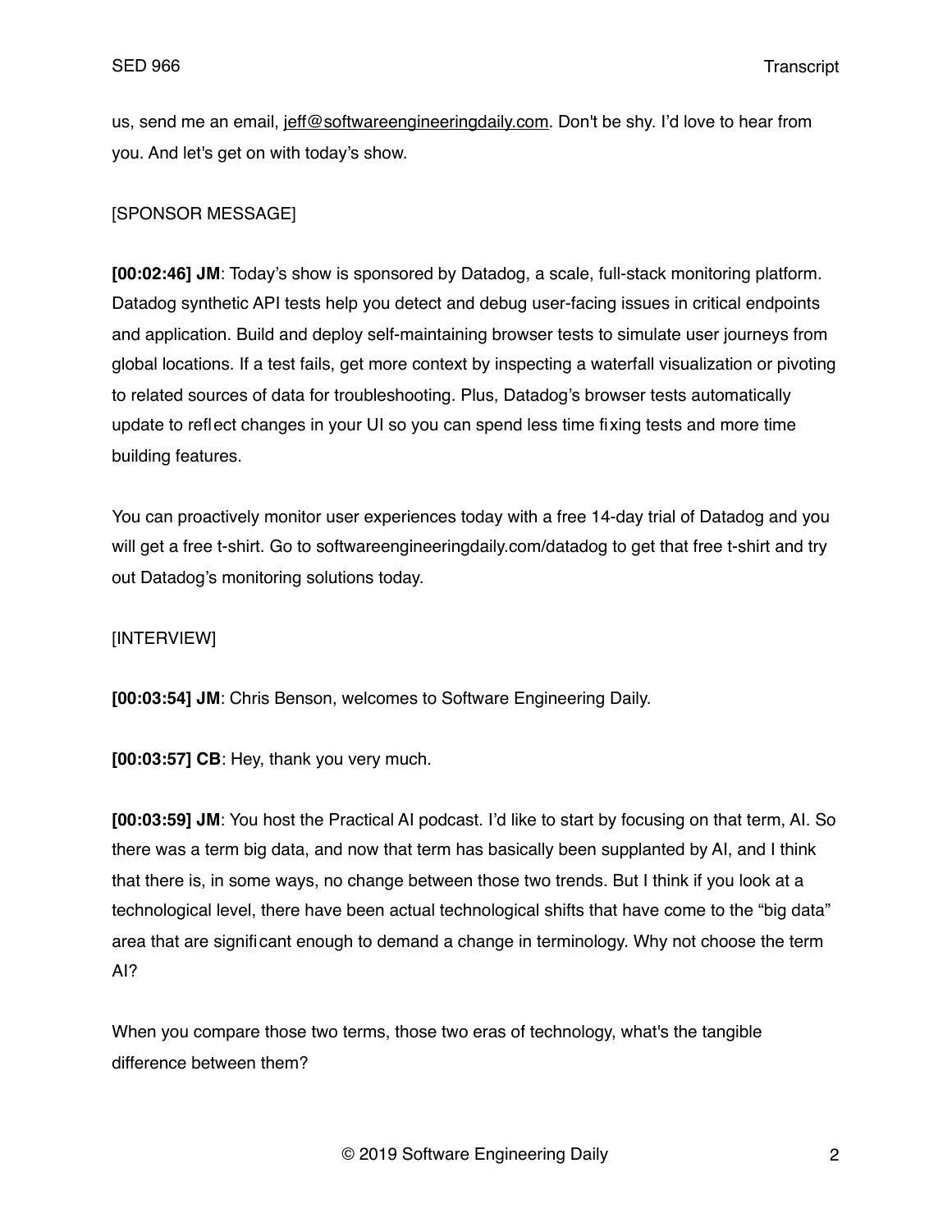us, send me an email, jeff@softwareengineeringdaily.com. Don't be shy. I'd love to hear from you. And let's get on with today's show.

[SPONSOR MESSAGE]

**[00:02:46] JM**: Today's show is sponsored by Datadog, a scale, full-stack monitoring platform. Datadog synthetic API tests help you detect and debug user-facing issues in critical endpoints and application. Build and deploy self-maintaining browser tests to simulate user journeys from global locations. If a test fails, get more context by inspecting a waterfall visualization or pivoting to related sources of data for troubleshooting. Plus, Datadog's browser tests automatically update to reflect changes in your UI so you can spend less time fixing tests and more time building features.

You can proactively monitor user experiences today with a free 14-day trial of Datadog and you will get a free t-shirt. Go to softwareengineeringdaily.com/datadog to get that free t-shirt and try out Datadog's monitoring solutions today.

[INTERVIEW]

**[00:03:54] JM**: Chris Benson, welcomes to Software Engineering Daily.

**[00:03:57] CB**: Hey, thank you very much.

**[00:03:59] JM**: You host the Practical AI podcast. I'd like to start by focusing on that term, AI. So there was a term big data, and now that term has basically been supplanted by AI, and I think that there is, in some ways, no change between those two trends. But I think if you look at a technological level, there have been actual technological shifts that have come to the "big data" area that are significant enough to demand a change in terminology. Why not choose the term AI?

When you compare those two terms, those two eras of technology, what's the tangible difference between them?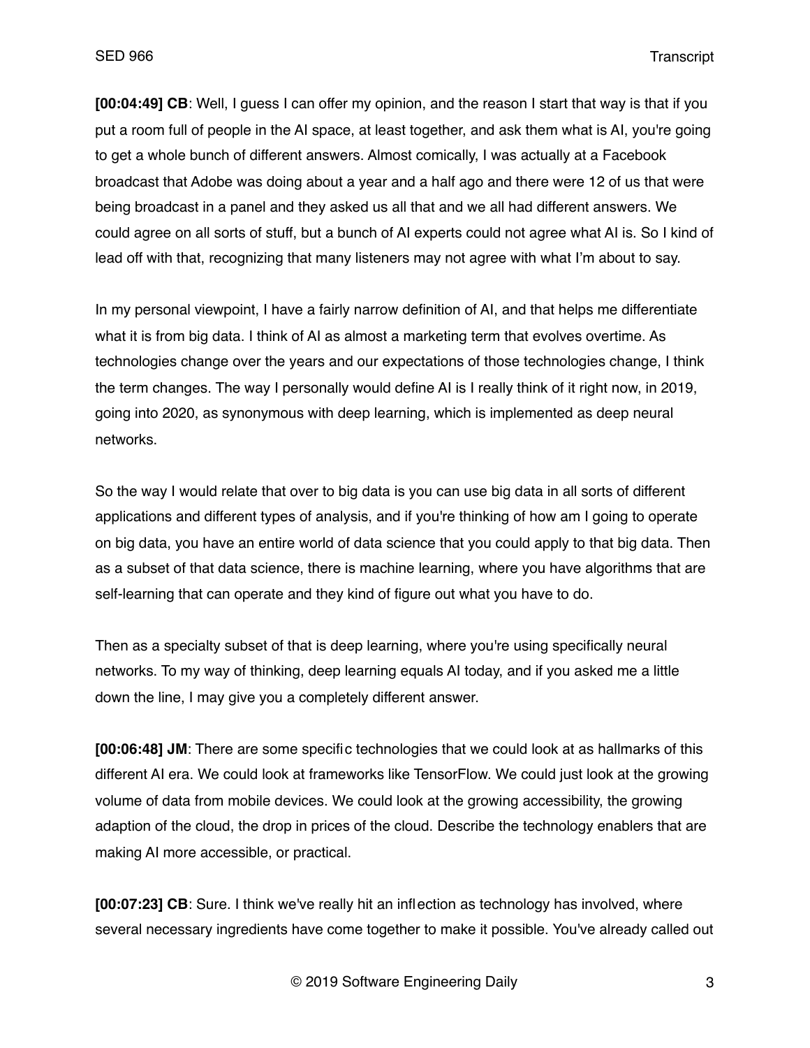**[00:04:49] CB**: Well, I guess I can offer my opinion, and the reason I start that way is that if you put a room full of people in the AI space, at least together, and ask them what is AI, you're going to get a whole bunch of different answers. Almost comically, I was actually at a Facebook broadcast that Adobe was doing about a year and a half ago and there were 12 of us that were being broadcast in a panel and they asked us all that and we all had different answers. We could agree on all sorts of stuff, but a bunch of AI experts could not agree what AI is. So I kind of lead off with that, recognizing that many listeners may not agree with what I'm about to say.

In my personal viewpoint, I have a fairly narrow definition of AI, and that helps me differentiate what it is from big data. I think of AI as almost a marketing term that evolves overtime. As technologies change over the years and our expectations of those technologies change, I think the term changes. The way I personally would define AI is I really think of it right now, in 2019, going into 2020, as synonymous with deep learning, which is implemented as deep neural networks.

So the way I would relate that over to big data is you can use big data in all sorts of different applications and different types of analysis, and if you're thinking of how am I going to operate on big data, you have an entire world of data science that you could apply to that big data. Then as a subset of that data science, there is machine learning, where you have algorithms that are self-learning that can operate and they kind of figure out what you have to do.

Then as a specialty subset of that is deep learning, where you're using specifically neural networks. To my way of thinking, deep learning equals AI today, and if you asked me a little down the line, I may give you a completely different answer.

**[00:06:48] JM**: There are some specific technologies that we could look at as hallmarks of this different AI era. We could look at frameworks like TensorFlow. We could just look at the growing volume of data from mobile devices. We could look at the growing accessibility, the growing adaption of the cloud, the drop in prices of the cloud. Describe the technology enablers that are making AI more accessible, or practical.

**[00:07:23] CB**: Sure. I think we've really hit an inflection as technology has involved, where several necessary ingredients have come together to make it possible. You've already called out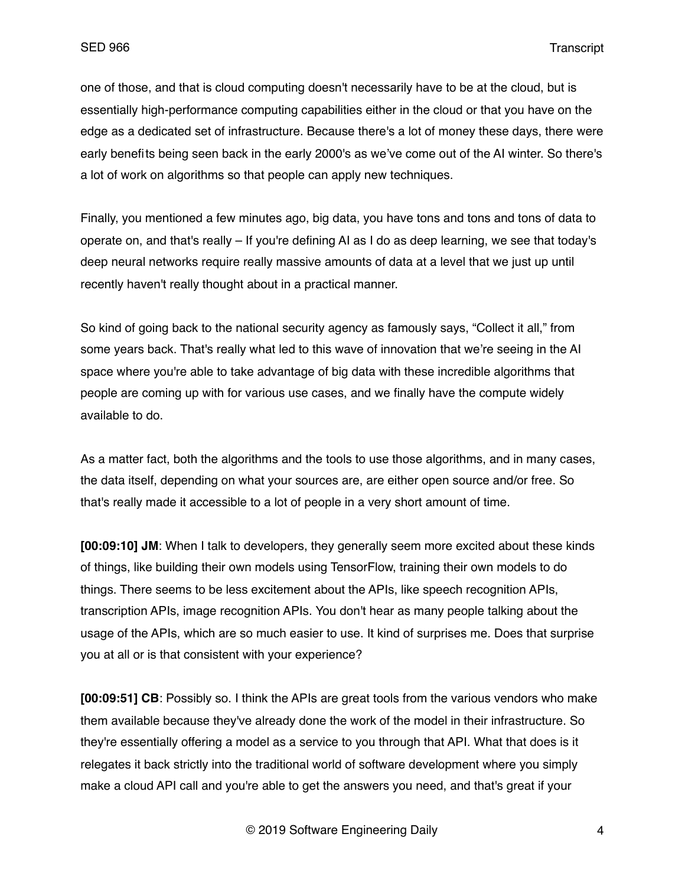one of those, and that is cloud computing doesn't necessarily have to be at the cloud, but is essentially high-performance computing capabilities either in the cloud or that you have on the edge as a dedicated set of infrastructure. Because there's a lot of money these days, there were early benefits being seen back in the early 2000's as we've come out of the AI winter. So there's a lot of work on algorithms so that people can apply new techniques.

Finally, you mentioned a few minutes ago, big data, you have tons and tons and tons of data to operate on, and that's really – If you're defining AI as I do as deep learning, we see that today's deep neural networks require really massive amounts of data at a level that we just up until recently haven't really thought about in a practical manner.

So kind of going back to the national security agency as famously says, "Collect it all," from some years back. That's really what led to this wave of innovation that we're seeing in the AI space where you're able to take advantage of big data with these incredible algorithms that people are coming up with for various use cases, and we finally have the compute widely available to do.

As a matter fact, both the algorithms and the tools to use those algorithms, and in many cases, the data itself, depending on what your sources are, are either open source and/or free. So that's really made it accessible to a lot of people in a very short amount of time.

**[00:09:10] JM**: When I talk to developers, they generally seem more excited about these kinds of things, like building their own models using TensorFlow, training their own models to do things. There seems to be less excitement about the APIs, like speech recognition APIs, transcription APIs, image recognition APIs. You don't hear as many people talking about the usage of the APIs, which are so much easier to use. It kind of surprises me. Does that surprise you at all or is that consistent with your experience?

**[00:09:51] CB**: Possibly so. I think the APIs are great tools from the various vendors who make them available because they've already done the work of the model in their infrastructure. So they're essentially offering a model as a service to you through that API. What that does is it relegates it back strictly into the traditional world of software development where you simply make a cloud API call and you're able to get the answers you need, and that's great if your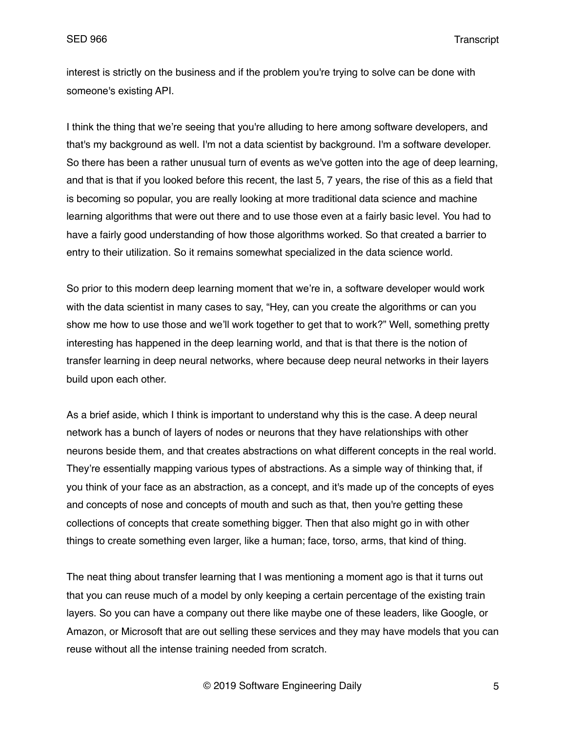interest is strictly on the business and if the problem you're trying to solve can be done with someone's existing API.

I think the thing that we're seeing that you're alluding to here among software developers, and that's my background as well. I'm not a data scientist by background. I'm a software developer. So there has been a rather unusual turn of events as we've gotten into the age of deep learning, and that is that if you looked before this recent, the last 5, 7 years, the rise of this as a field that is becoming so popular, you are really looking at more traditional data science and machine learning algorithms that were out there and to use those even at a fairly basic level. You had to have a fairly good understanding of how those algorithms worked. So that created a barrier to entry to their utilization. So it remains somewhat specialized in the data science world.

So prior to this modern deep learning moment that we're in, a software developer would work with the data scientist in many cases to say, "Hey, can you create the algorithms or can you show me how to use those and we'll work together to get that to work?" Well, something pretty interesting has happened in the deep learning world, and that is that there is the notion of transfer learning in deep neural networks, where because deep neural networks in their layers build upon each other.

As a brief aside, which I think is important to understand why this is the case. A deep neural network has a bunch of layers of nodes or neurons that they have relationships with other neurons beside them, and that creates abstractions on what different concepts in the real world. They're essentially mapping various types of abstractions. As a simple way of thinking that, if you think of your face as an abstraction, as a concept, and it's made up of the concepts of eyes and concepts of nose and concepts of mouth and such as that, then you're getting these collections of concepts that create something bigger. Then that also might go in with other things to create something even larger, like a human; face, torso, arms, that kind of thing.

The neat thing about transfer learning that I was mentioning a moment ago is that it turns out that you can reuse much of a model by only keeping a certain percentage of the existing train layers. So you can have a company out there like maybe one of these leaders, like Google, or Amazon, or Microsoft that are out selling these services and they may have models that you can reuse without all the intense training needed from scratch.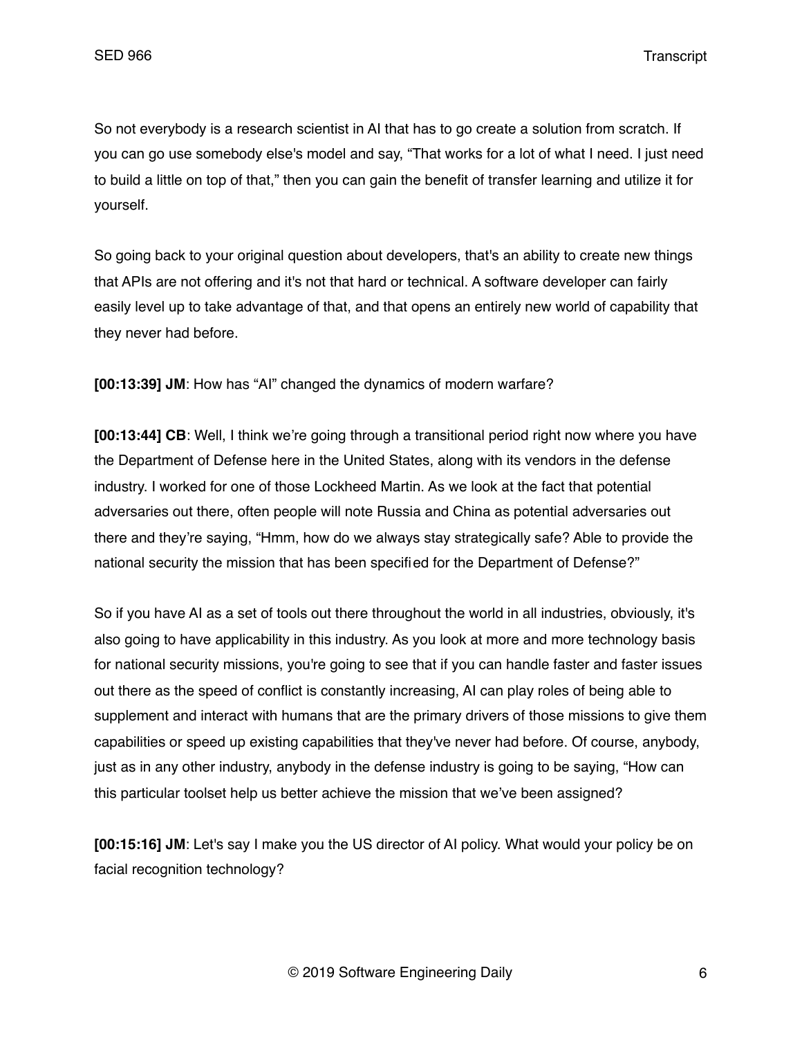So not everybody is a research scientist in AI that has to go create a solution from scratch. If you can go use somebody else's model and say, "That works for a lot of what I need. I just need to build a little on top of that," then you can gain the benefit of transfer learning and utilize it for yourself.

So going back to your original question about developers, that's an ability to create new things that APIs are not offering and it's not that hard or technical. A software developer can fairly easily level up to take advantage of that, and that opens an entirely new world of capability that they never had before.

**[00:13:39] JM**: How has "AI" changed the dynamics of modern warfare?

**[00:13:44] CB**: Well, I think we're going through a transitional period right now where you have the Department of Defense here in the United States, along with its vendors in the defense industry. I worked for one of those Lockheed Martin. As we look at the fact that potential adversaries out there, often people will note Russia and China as potential adversaries out there and they're saying, "Hmm, how do we always stay strategically safe? Able to provide the national security the mission that has been specified for the Department of Defense?"

So if you have AI as a set of tools out there throughout the world in all industries, obviously, it's also going to have applicability in this industry. As you look at more and more technology basis for national security missions, you're going to see that if you can handle faster and faster issues out there as the speed of conflict is constantly increasing, AI can play roles of being able to supplement and interact with humans that are the primary drivers of those missions to give them capabilities or speed up existing capabilities that they've never had before. Of course, anybody, just as in any other industry, anybody in the defense industry is going to be saying, "How can this particular toolset help us better achieve the mission that we've been assigned?

**[00:15:16] JM**: Let's say I make you the US director of AI policy. What would your policy be on facial recognition technology?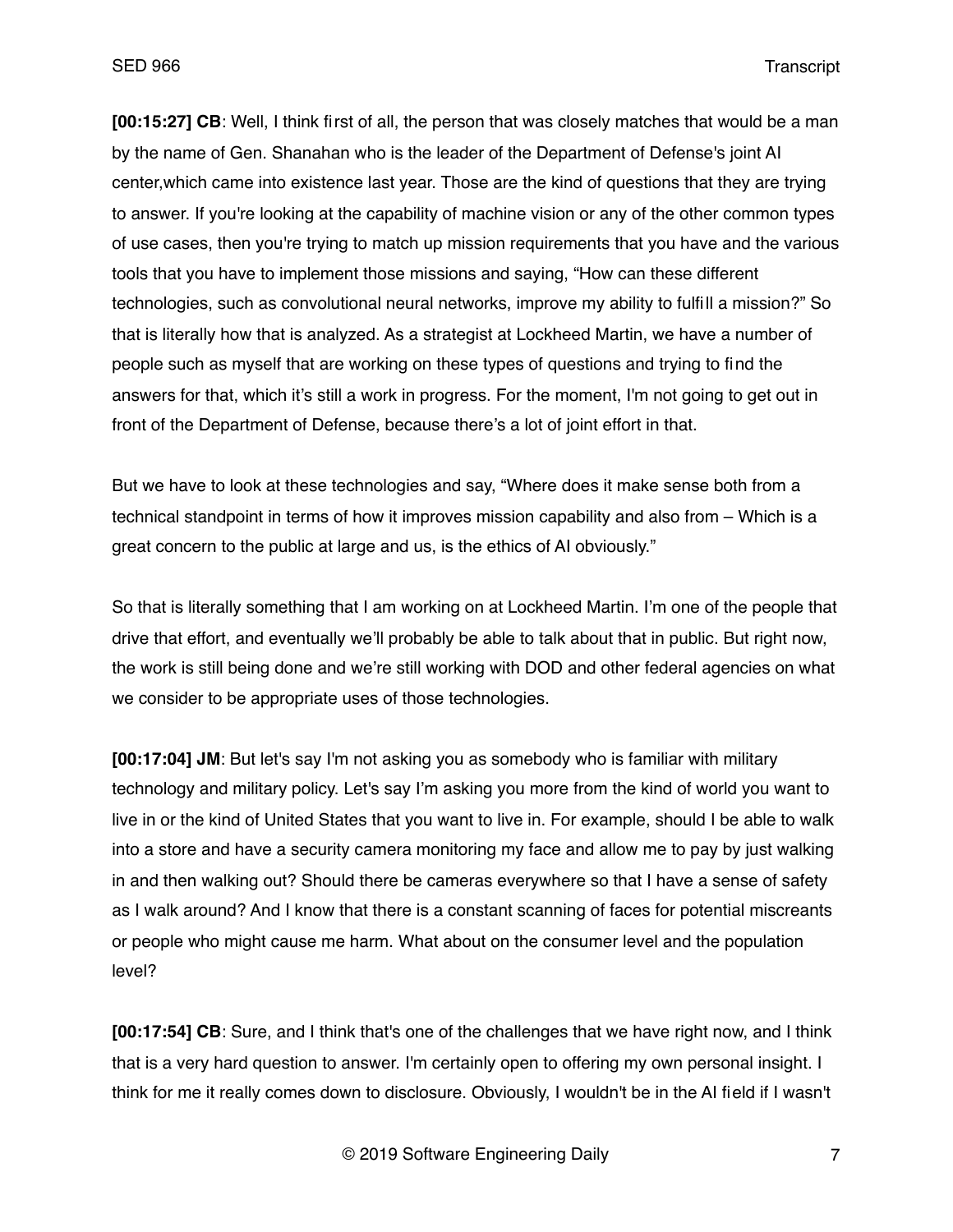**[00:15:27] CB**: Well, I think first of all, the person that was closely matches that would be a man by the name of Gen. Shanahan who is the leader of the Department of Defense's joint AI center,which came into existence last year. Those are the kind of questions that they are trying to answer. If you're looking at the capability of machine vision or any of the other common types of use cases, then you're trying to match up mission requirements that you have and the various tools that you have to implement those missions and saying, "How can these different technologies, such as convolutional neural networks, improve my ability to fulfill a mission?" So that is literally how that is analyzed. As a strategist at Lockheed Martin, we have a number of people such as myself that are working on these types of questions and trying to find the answers for that, which it's still a work in progress. For the moment, I'm not going to get out in front of the Department of Defense, because there's a lot of joint effort in that.

But we have to look at these technologies and say, "Where does it make sense both from a technical standpoint in terms of how it improves mission capability and also from – Which is a great concern to the public at large and us, is the ethics of AI obviously."

So that is literally something that I am working on at Lockheed Martin. I'm one of the people that drive that effort, and eventually we'll probably be able to talk about that in public. But right now, the work is still being done and we're still working with DOD and other federal agencies on what we consider to be appropriate uses of those technologies.

**[00:17:04] JM**: But let's say I'm not asking you as somebody who is familiar with military technology and military policy. Let's say I'm asking you more from the kind of world you want to live in or the kind of United States that you want to live in. For example, should I be able to walk into a store and have a security camera monitoring my face and allow me to pay by just walking in and then walking out? Should there be cameras everywhere so that I have a sense of safety as I walk around? And I know that there is a constant scanning of faces for potential miscreants or people who might cause me harm. What about on the consumer level and the population level?

**[00:17:54] CB**: Sure, and I think that's one of the challenges that we have right now, and I think that is a very hard question to answer. I'm certainly open to offering my own personal insight. I think for me it really comes down to disclosure. Obviously, I wouldn't be in the AI field if I wasn't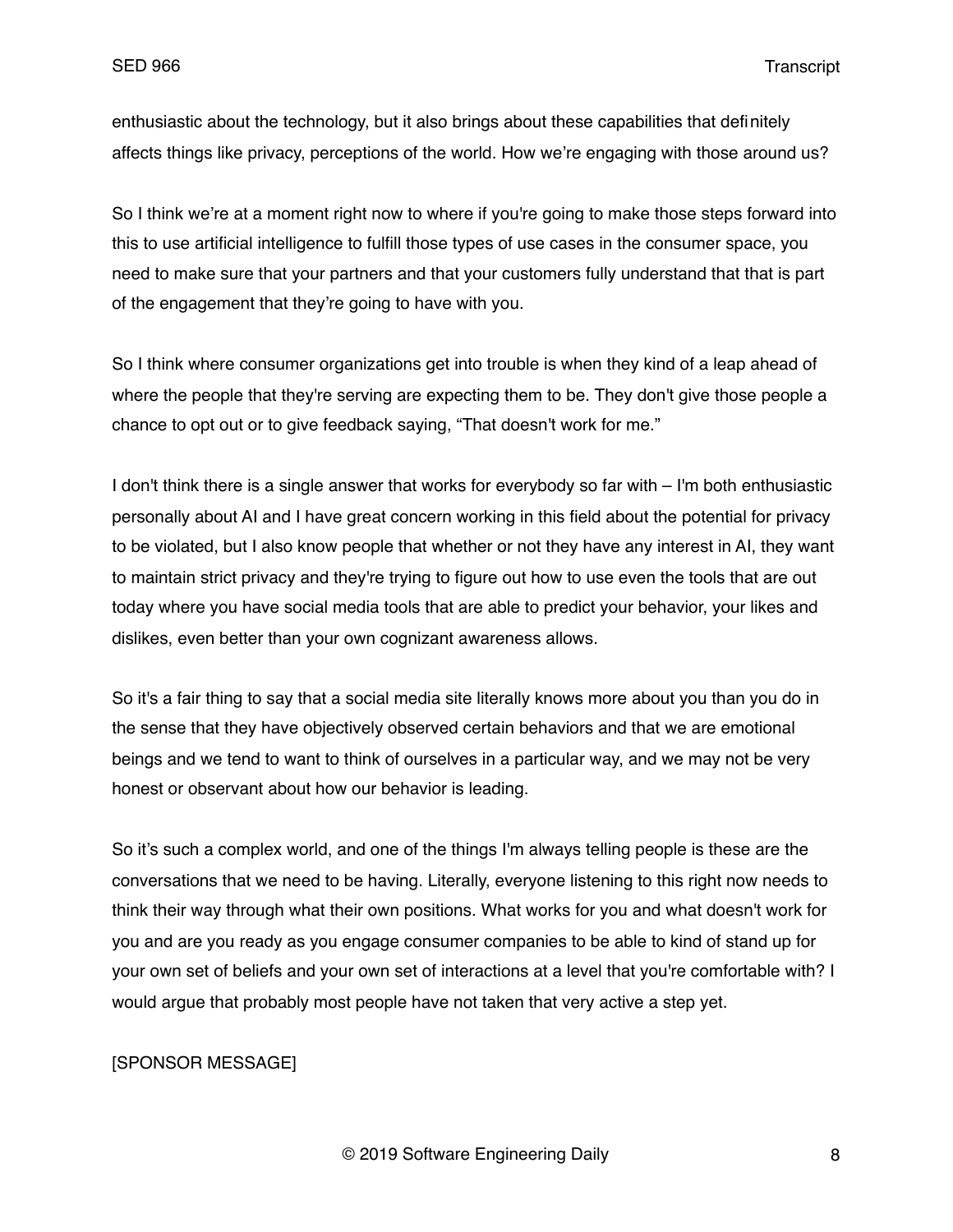enthusiastic about the technology, but it also brings about these capabilities that definitely affects things like privacy, perceptions of the world. How we're engaging with those around us?

So I think we're at a moment right now to where if you're going to make those steps forward into this to use artificial intelligence to fulfill those types of use cases in the consumer space, you need to make sure that your partners and that your customers fully understand that that is part of the engagement that they're going to have with you.

So I think where consumer organizations get into trouble is when they kind of a leap ahead of where the people that they're serving are expecting them to be. They don't give those people a chance to opt out or to give feedback saying, "That doesn't work for me."

I don't think there is a single answer that works for everybody so far with – I'm both enthusiastic personally about AI and I have great concern working in this field about the potential for privacy to be violated, but I also know people that whether or not they have any interest in AI, they want to maintain strict privacy and they're trying to figure out how to use even the tools that are out today where you have social media tools that are able to predict your behavior, your likes and dislikes, even better than your own cognizant awareness allows.

So it's a fair thing to say that a social media site literally knows more about you than you do in the sense that they have objectively observed certain behaviors and that we are emotional beings and we tend to want to think of ourselves in a particular way, and we may not be very honest or observant about how our behavior is leading.

So it's such a complex world, and one of the things I'm always telling people is these are the conversations that we need to be having. Literally, everyone listening to this right now needs to think their way through what their own positions. What works for you and what doesn't work for you and are you ready as you engage consumer companies to be able to kind of stand up for your own set of beliefs and your own set of interactions at a level that you're comfortable with? I would argue that probably most people have not taken that very active a step yet.

[SPONSOR MESSAGE]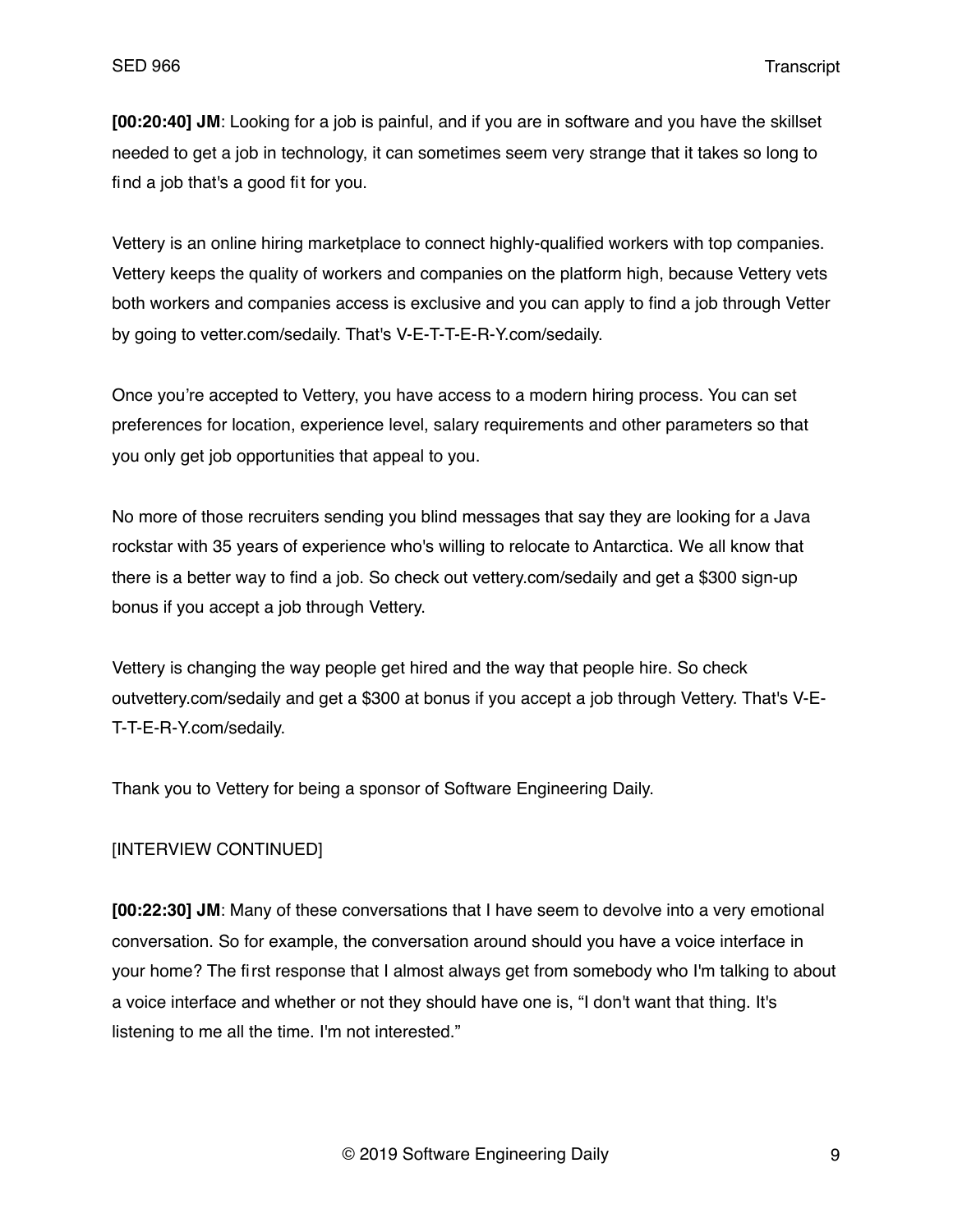**[00:20:40] JM**: Looking for a job is painful, and if you are in software and you have the skillset needed to get a job in technology, it can sometimes seem very strange that it takes so long to find a job that's a good fit for you.

Vettery is an online hiring marketplace to connect highly-qualified workers with top companies. Vettery keeps the quality of workers and companies on the platform high, because Vettery vets both workers and companies access is exclusive and you can apply to find a job through Vetter by going to vetter.com/sedaily. That's V-E-T-T-E-R-Y.com/sedaily.

Once you're accepted to Vettery, you have access to a modern hiring process. You can set preferences for location, experience level, salary requirements and other parameters so that you only get job opportunities that appeal to you.

No more of those recruiters sending you blind messages that say they are looking for a Java rockstar with 35 years of experience who's willing to relocate to Antarctica. We all know that there is a better way to find a job. So check out vettery.com/sedaily and get a $300 sign-up bonus if you accept a job through Vettery.

Vettery is changing the way people get hired and the way that people hire. So check outvettery.com/sedaily and get a $300 at bonus if you accept a job through Vettery. That's V-E-T-T-E-R-Y.com/sedaily.

Thank you to Vettery for being a sponsor of Software Engineering Daily.

[INTERVIEW CONTINUED]

**[00:22:30] JM**: Many of these conversations that I have seem to devolve into a very emotional conversation. So for example, the conversation around should you have a voice interface in your home? The first response that I almost always get from somebody who I'm talking to about a voice interface and whether or not they should have one is, "I don't want that thing. It's listening to me all the time. I'm not interested."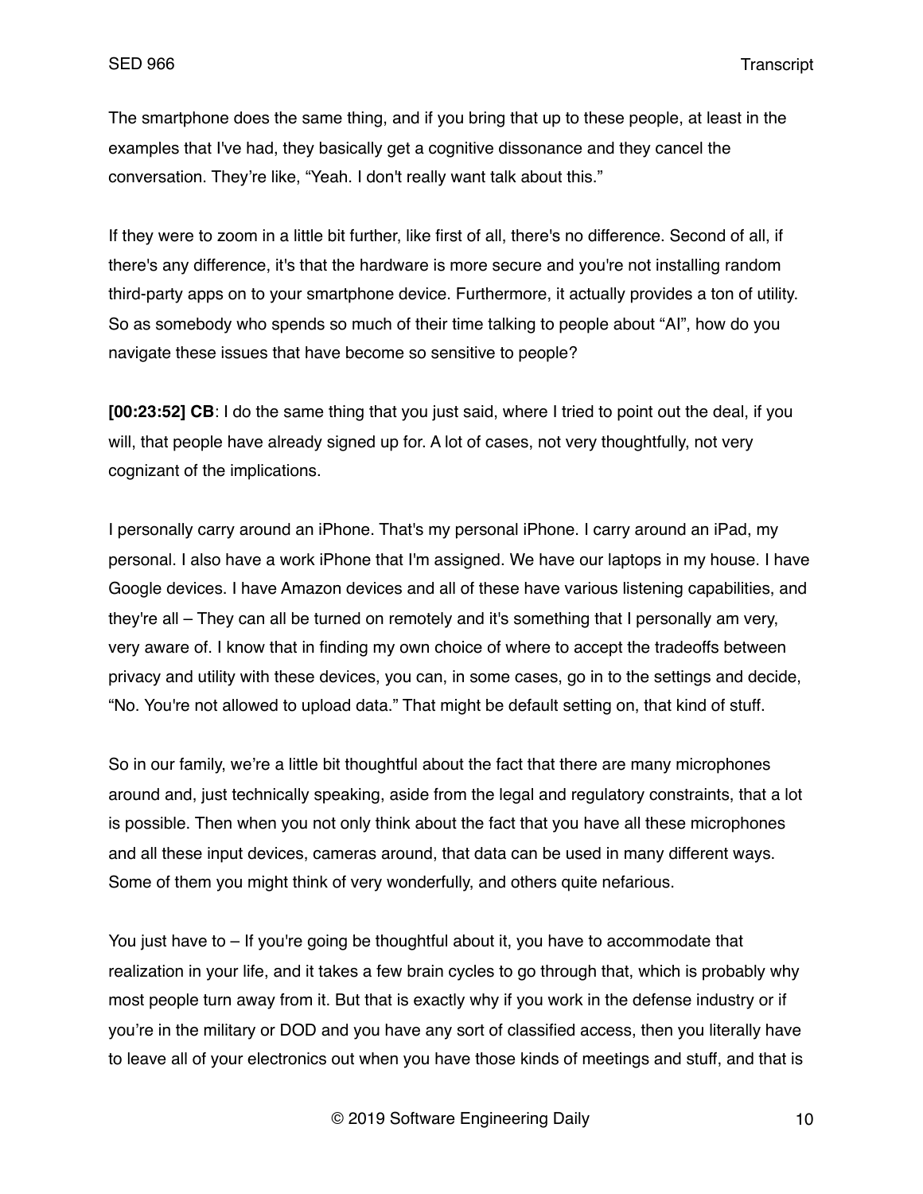The smartphone does the same thing, and if you bring that up to these people, at least in the examples that I've had, they basically get a cognitive dissonance and they cancel the conversation. They're like, "Yeah. I don't really want talk about this."

If they were to zoom in a little bit further, like first of all, there's no difference. Second of all, if there's any difference, it's that the hardware is more secure and you're not installing random third-party apps on to your smartphone device. Furthermore, it actually provides a ton of utility. So as somebody who spends so much of their time talking to people about "AI", how do you navigate these issues that have become so sensitive to people?

**[00:23:52] CB**: I do the same thing that you just said, where I tried to point out the deal, if you will, that people have already signed up for. A lot of cases, not very thoughtfully, not very cognizant of the implications.

I personally carry around an iPhone. That's my personal iPhone. I carry around an iPad, my personal. I also have a work iPhone that I'm assigned. We have our laptops in my house. I have Google devices. I have Amazon devices and all of these have various listening capabilities, and they're all – They can all be turned on remotely and it's something that I personally am very, very aware of. I know that in finding my own choice of where to accept the tradeoffs between privacy and utility with these devices, you can, in some cases, go in to the settings and decide, "No. You're not allowed to upload data." That might be default setting on, that kind of stuff.

So in our family, we're a little bit thoughtful about the fact that there are many microphones around and, just technically speaking, aside from the legal and regulatory constraints, that a lot is possible. Then when you not only think about the fact that you have all these microphones and all these input devices, cameras around, that data can be used in many different ways. Some of them you might think of very wonderfully, and others quite nefarious.

You just have to – If you're going be thoughtful about it, you have to accommodate that realization in your life, and it takes a few brain cycles to go through that, which is probably why most people turn away from it. But that is exactly why if you work in the defense industry or if you're in the military or DOD and you have any sort of classified access, then you literally have to leave all of your electronics out when you have those kinds of meetings and stuff, and that is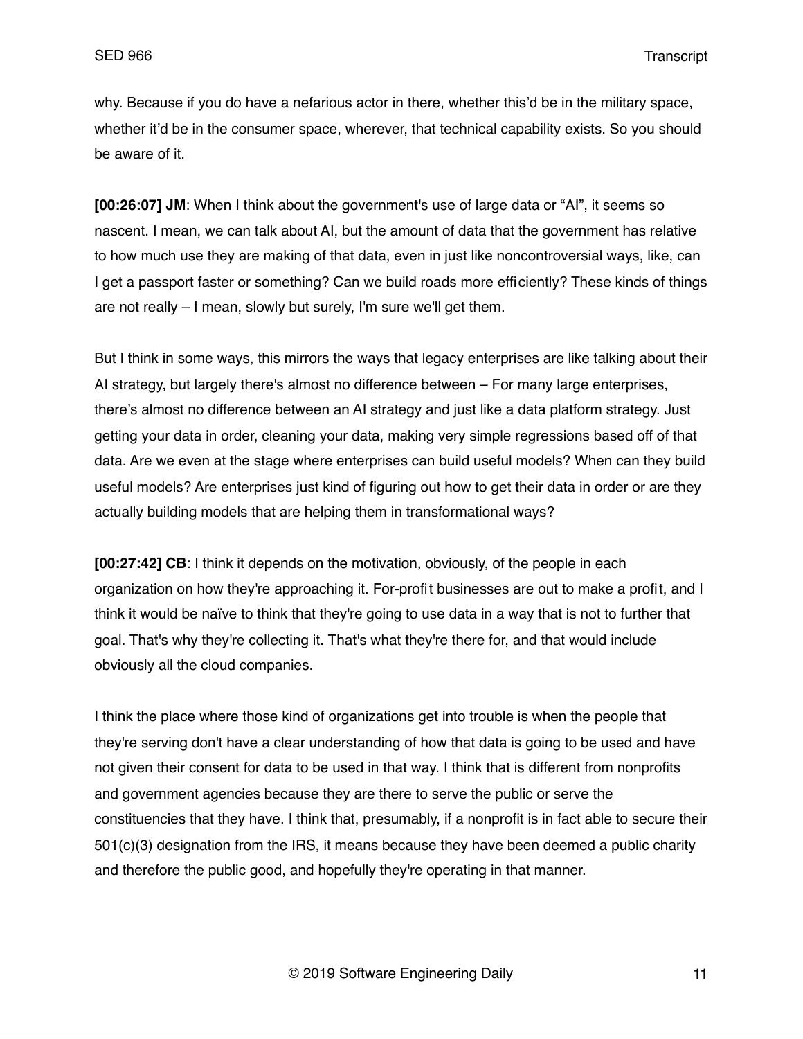why. Because if you do have a nefarious actor in there, whether this'd be in the military space, whether it'd be in the consumer space, wherever, that technical capability exists. So you should be aware of it.

**[00:26:07] JM**: When I think about the government's use of large data or "AI", it seems so nascent. I mean, we can talk about AI, but the amount of data that the government has relative to how much use they are making of that data, even in just like noncontroversial ways, like, can I get a passport faster or something? Can we build roads more efficiently? These kinds of things are not really – I mean, slowly but surely, I'm sure we'll get them.

But I think in some ways, this mirrors the ways that legacy enterprises are like talking about their AI strategy, but largely there's almost no difference between – For many large enterprises, there's almost no difference between an AI strategy and just like a data platform strategy. Just getting your data in order, cleaning your data, making very simple regressions based off of that data. Are we even at the stage where enterprises can build useful models? When can they build useful models? Are enterprises just kind of figuring out how to get their data in order or are they actually building models that are helping them in transformational ways?

**[00:27:42] CB**: I think it depends on the motivation, obviously, of the people in each organization on how they're approaching it. For-profit businesses are out to make a profit, and I think it would be naïve to think that they're going to use data in a way that is not to further that goal. That's why they're collecting it. That's what they're there for, and that would include obviously all the cloud companies.

I think the place where those kind of organizations get into trouble is when the people that they're serving don't have a clear understanding of how that data is going to be used and have not given their consent for data to be used in that way. I think that is different from nonprofits and government agencies because they are there to serve the public or serve the constituencies that they have. I think that, presumably, if a nonprofit is in fact able to secure their 501(c)(3) designation from the IRS, it means because they have been deemed a public charity and therefore the public good, and hopefully they're operating in that manner.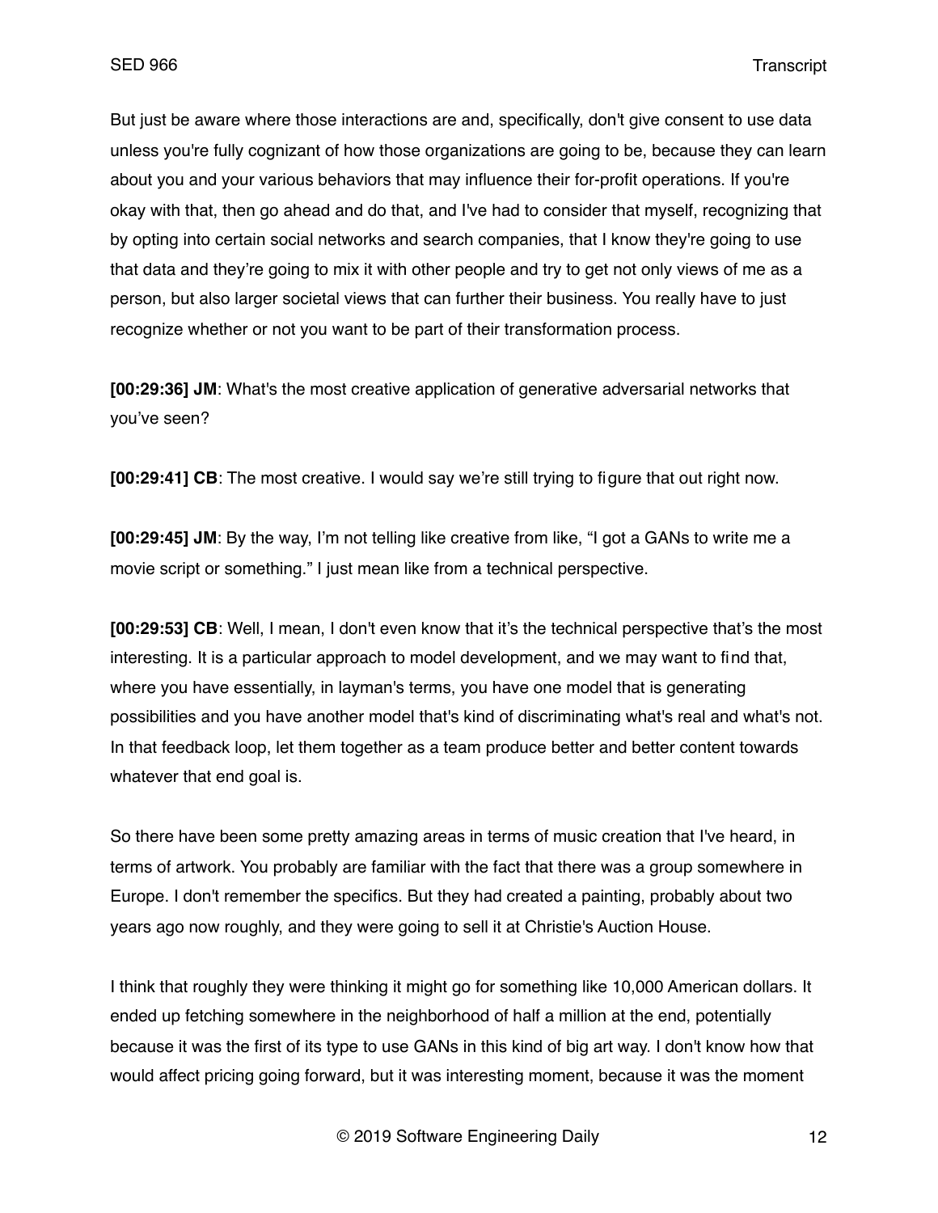But just be aware where those interactions are and, specifically, don't give consent to use data unless you're fully cognizant of how those organizations are going to be, because they can learn about you and your various behaviors that may influence their for-profit operations. If you're okay with that, then go ahead and do that, and I've had to consider that myself, recognizing that by opting into certain social networks and search companies, that I know they're going to use that data and they're going to mix it with other people and try to get not only views of me as a person, but also larger societal views that can further their business. You really have to just recognize whether or not you want to be part of their transformation process.

**[00:29:36] JM**: What's the most creative application of generative adversarial networks that you've seen?

**[00:29:41] CB**: The most creative. I would say we're still trying to figure that out right now.

**[00:29:45] JM**: By the way, I'm not telling like creative from like, "I got a GANs to write me a movie script or something." I just mean like from a technical perspective.

**[00:29:53] CB**: Well, I mean, I don't even know that it's the technical perspective that's the most interesting. It is a particular approach to model development, and we may want to find that, where you have essentially, in layman's terms, you have one model that is generating possibilities and you have another model that's kind of discriminating what's real and what's not. In that feedback loop, let them together as a team produce better and better content towards whatever that end goal is.

So there have been some pretty amazing areas in terms of music creation that I've heard, in terms of artwork. You probably are familiar with the fact that there was a group somewhere in Europe. I don't remember the specifics. But they had created a painting, probably about two years ago now roughly, and they were going to sell it at Christie's Auction House.

I think that roughly they were thinking it might go for something like 10,000 American dollars. It ended up fetching somewhere in the neighborhood of half a million at the end, potentially because it was the first of its type to use GANs in this kind of big art way. I don't know how that would affect pricing going forward, but it was interesting moment, because it was the moment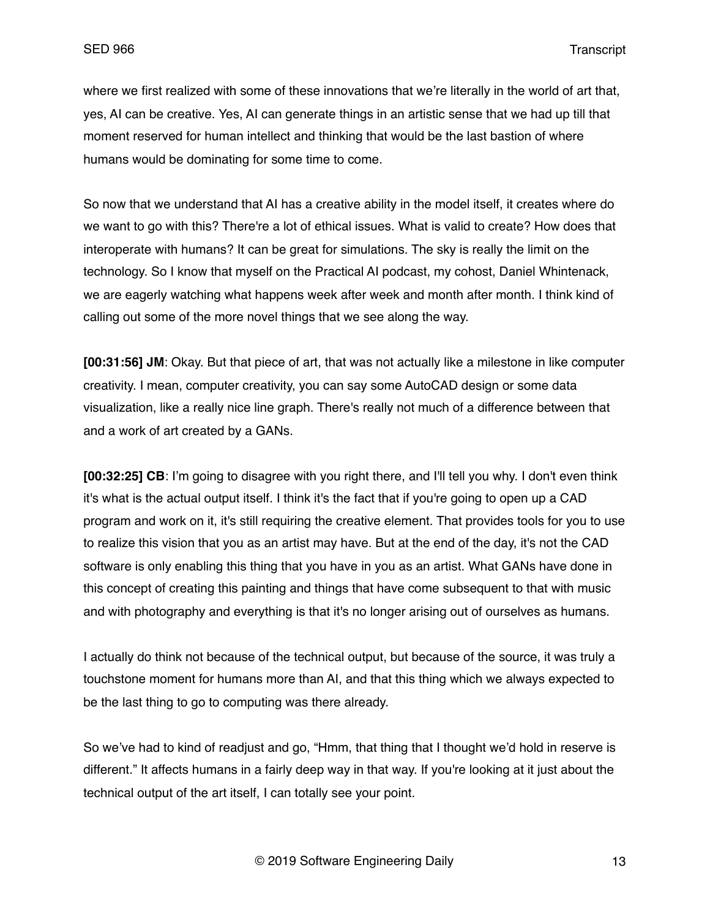where we first realized with some of these innovations that we're literally in the world of art that, yes, AI can be creative. Yes, AI can generate things in an artistic sense that we had up till that moment reserved for human intellect and thinking that would be the last bastion of where humans would be dominating for some time to come.

So now that we understand that AI has a creative ability in the model itself, it creates where do we want to go with this? There're a lot of ethical issues. What is valid to create? How does that interoperate with humans? It can be great for simulations. The sky is really the limit on the technology. So I know that myself on the Practical AI podcast, my cohost, Daniel Whintenack, we are eagerly watching what happens week after week and month after month. I think kind of calling out some of the more novel things that we see along the way.

**[00:31:56] JM**: Okay. But that piece of art, that was not actually like a milestone in like computer creativity. I mean, computer creativity, you can say some AutoCAD design or some data visualization, like a really nice line graph. There's really not much of a difference between that and a work of art created by a GANs.

**[00:32:25] CB**: I'm going to disagree with you right there, and I'll tell you why. I don't even think it's what is the actual output itself. I think it's the fact that if you're going to open up a CAD program and work on it, it's still requiring the creative element. That provides tools for you to use to realize this vision that you as an artist may have. But at the end of the day, it's not the CAD software is only enabling this thing that you have in you as an artist. What GANs have done in this concept of creating this painting and things that have come subsequent to that with music and with photography and everything is that it's no longer arising out of ourselves as humans.

I actually do think not because of the technical output, but because of the source, it was truly a touchstone moment for humans more than AI, and that this thing which we always expected to be the last thing to go to computing was there already.

So we've had to kind of readjust and go, "Hmm, that thing that I thought we'd hold in reserve is different." It affects humans in a fairly deep way in that way. If you're looking at it just about the technical output of the art itself, I can totally see your point.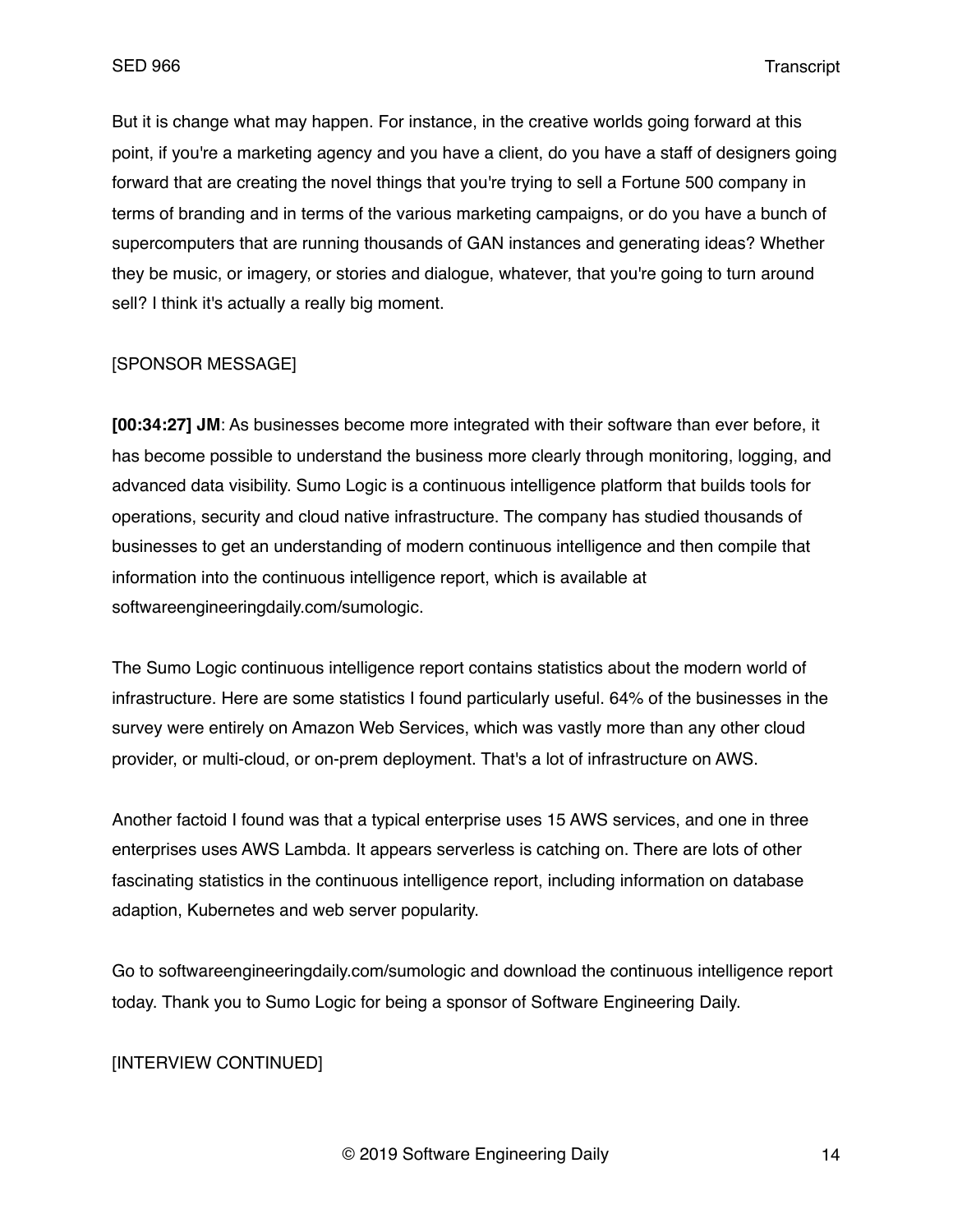But it is change what may happen. For instance, in the creative worlds going forward at this point, if you're a marketing agency and you have a client, do you have a staff of designers going forward that are creating the novel things that you're trying to sell a Fortune 500 company in terms of branding and in terms of the various marketing campaigns, or do you have a bunch of supercomputers that are running thousands of GAN instances and generating ideas? Whether they be music, or imagery, or stories and dialogue, whatever, that you're going to turn around sell? I think it's actually a really big moment.

[SPONSOR MESSAGE]

**[00:34:27] JM**: As businesses become more integrated with their software than ever before, it has become possible to understand the business more clearly through monitoring, logging, and advanced data visibility. Sumo Logic is a continuous intelligence platform that builds tools for operations, security and cloud native infrastructure. The company has studied thousands of businesses to get an understanding of modern continuous intelligence and then compile that information into the continuous intelligence report, which is available at softwareengineeringdaily.com/sumologic.

The Sumo Logic continuous intelligence report contains statistics about the modern world of infrastructure. Here are some statistics I found particularly useful. 64% of the businesses in the survey were entirely on Amazon Web Services, which was vastly more than any other cloud provider, or multi-cloud, or on-prem deployment. That's a lot of infrastructure on AWS.

Another factoid I found was that a typical enterprise uses 15 AWS services, and one in three enterprises uses AWS Lambda. It appears serverless is catching on. There are lots of other fascinating statistics in the continuous intelligence report, including information on database adaption, Kubernetes and web server popularity.

Go to softwareengineeringdaily.com/sumologic and download the continuous intelligence report today. Thank you to Sumo Logic for being a sponsor of Software Engineering Daily.

[INTERVIEW CONTINUED]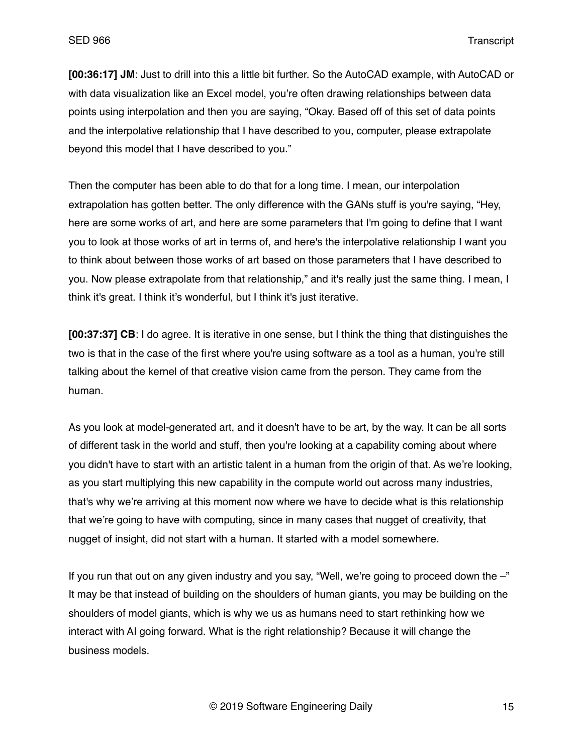**[00:36:17] JM**: Just to drill into this a little bit further. So the AutoCAD example, with AutoCAD or with data visualization like an Excel model, you're often drawing relationships between data points using interpolation and then you are saying, "Okay. Based off of this set of data points and the interpolative relationship that I have described to you, computer, please extrapolate beyond this model that I have described to you."

Then the computer has been able to do that for a long time. I mean, our interpolation extrapolation has gotten better. The only difference with the GANs stuff is you're saying, "Hey, here are some works of art, and here are some parameters that I'm going to define that I want you to look at those works of art in terms of, and here's the interpolative relationship I want you to think about between those works of art based on those parameters that I have described to you. Now please extrapolate from that relationship," and it's really just the same thing. I mean, I think it's great. I think it's wonderful, but I think it's just iterative.

**[00:37:37] CB**: I do agree. It is iterative in one sense, but I think the thing that distinguishes the two is that in the case of the first where you're using software as a tool as a human, you're still talking about the kernel of that creative vision came from the person. They came from the human.

As you look at model-generated art, and it doesn't have to be art, by the way. It can be all sorts of different task in the world and stuff, then you're looking at a capability coming about where you didn't have to start with an artistic talent in a human from the origin of that. As we're looking, as you start multiplying this new capability in the compute world out across many industries, that's why we're arriving at this moment now where we have to decide what is this relationship that we're going to have with computing, since in many cases that nugget of creativity, that nugget of insight, did not start with a human. It started with a model somewhere.

If you run that out on any given industry and you say, "Well, we're going to proceed down the –" It may be that instead of building on the shoulders of human giants, you may be building on the shoulders of model giants, which is why we us as humans need to start rethinking how we interact with AI going forward. What is the right relationship? Because it will change the business models.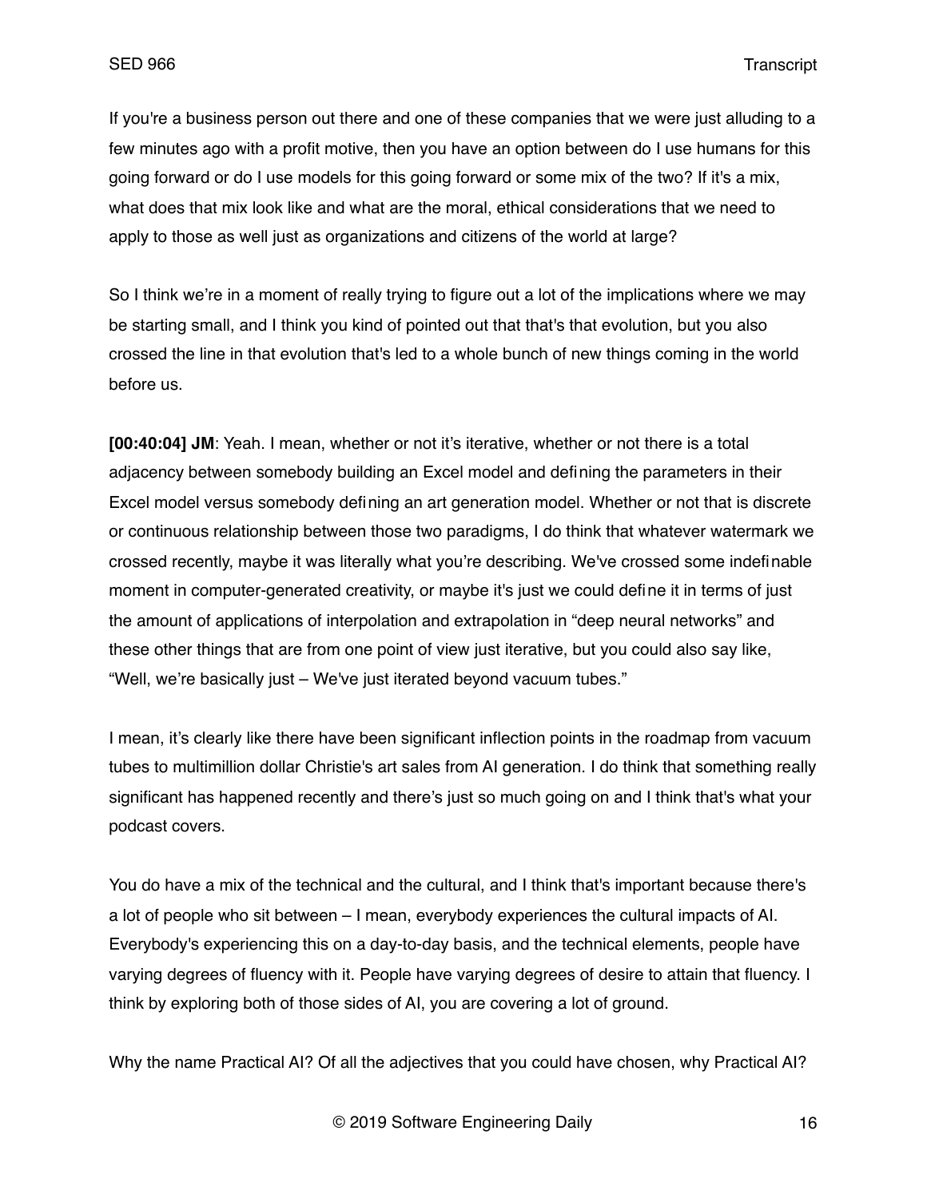If you're a business person out there and one of these companies that we were just alluding to a few minutes ago with a profit motive, then you have an option between do I use humans for this going forward or do I use models for this going forward or some mix of the two? If it's a mix, what does that mix look like and what are the moral, ethical considerations that we need to apply to those as well just as organizations and citizens of the world at large?

So I think we're in a moment of really trying to figure out a lot of the implications where we may be starting small, and I think you kind of pointed out that that's that evolution, but you also crossed the line in that evolution that's led to a whole bunch of new things coming in the world before us.

**[00:40:04] JM**: Yeah. I mean, whether or not it's iterative, whether or not there is a total adjacency between somebody building an Excel model and defining the parameters in their Excel model versus somebody defining an art generation model. Whether or not that is discrete or continuous relationship between those two paradigms, I do think that whatever watermark we crossed recently, maybe it was literally what you're describing. We've crossed some indefinable moment in computer-generated creativity, or maybe it's just we could define it in terms of just the amount of applications of interpolation and extrapolation in "deep neural networks" and these other things that are from one point of view just iterative, but you could also say like, "Well, we're basically just – We've just iterated beyond vacuum tubes."

I mean, it's clearly like there have been significant inflection points in the roadmap from vacuum tubes to multimillion dollar Christie's art sales from AI generation. I do think that something really significant has happened recently and there's just so much going on and I think that's what your podcast covers.

You do have a mix of the technical and the cultural, and I think that's important because there's a lot of people who sit between – I mean, everybody experiences the cultural impacts of AI. Everybody's experiencing this on a day-to-day basis, and the technical elements, people have varying degrees of fluency with it. People have varying degrees of desire to attain that fluency. I think by exploring both of those sides of AI, you are covering a lot of ground.

Why the name Practical AI? Of all the adjectives that you could have chosen, why Practical AI?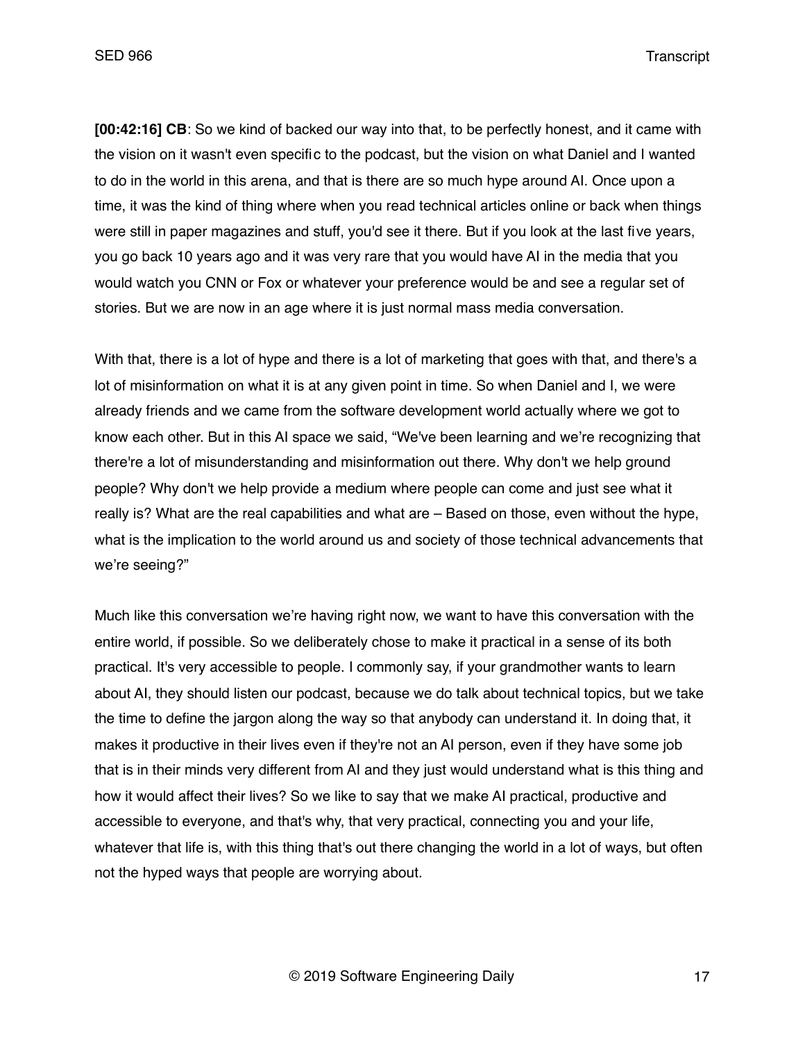**[00:42:16] CB**: So we kind of backed our way into that, to be perfectly honest, and it came with the vision on it wasn't even specific to the podcast, but the vision on what Daniel and I wanted to do in the world in this arena, and that is there are so much hype around AI. Once upon a time, it was the kind of thing where when you read technical articles online or back when things were still in paper magazines and stuff, you'd see it there. But if you look at the last five years, you go back 10 years ago and it was very rare that you would have AI in the media that you would watch you CNN or Fox or whatever your preference would be and see a regular set of stories. But we are now in an age where it is just normal mass media conversation.

With that, there is a lot of hype and there is a lot of marketing that goes with that, and there's a lot of misinformation on what it is at any given point in time. So when Daniel and I, we were already friends and we came from the software development world actually where we got to know each other. But in this AI space we said, "We've been learning and we're recognizing that there're a lot of misunderstanding and misinformation out there. Why don't we help ground people? Why don't we help provide a medium where people can come and just see what it really is? What are the real capabilities and what are – Based on those, even without the hype, what is the implication to the world around us and society of those technical advancements that we're seeing?"

Much like this conversation we're having right now, we want to have this conversation with the entire world, if possible. So we deliberately chose to make it practical in a sense of its both practical. It's very accessible to people. I commonly say, if your grandmother wants to learn about AI, they should listen our podcast, because we do talk about technical topics, but we take the time to define the jargon along the way so that anybody can understand it. In doing that, it makes it productive in their lives even if they're not an AI person, even if they have some job that is in their minds very different from AI and they just would understand what is this thing and how it would affect their lives? So we like to say that we make AI practical, productive and accessible to everyone, and that's why, that very practical, connecting you and your life, whatever that life is, with this thing that's out there changing the world in a lot of ways, but often not the hyped ways that people are worrying about.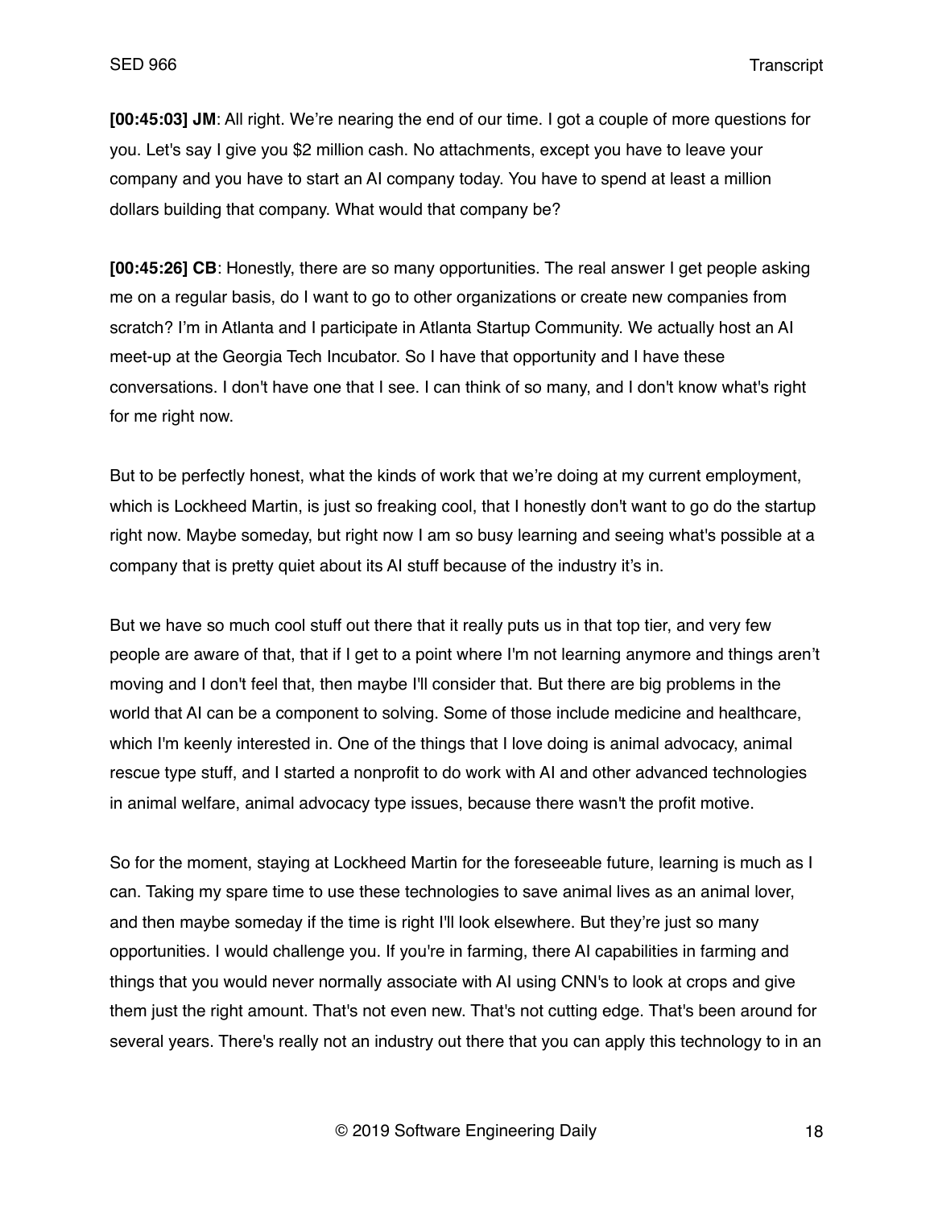**[00:45:03] JM**: All right. We're nearing the end of our time. I got a couple of more questions for you. Let's say I give you $2 million cash. No attachments, except you have to leave your company and you have to start an AI company today. You have to spend at least a million dollars building that company. What would that company be?

**[00:45:26] CB**: Honestly, there are so many opportunities. The real answer I get people asking me on a regular basis, do I want to go to other organizations or create new companies from scratch? I'm in Atlanta and I participate in Atlanta Startup Community. We actually host an AI meet-up at the Georgia Tech Incubator. So I have that opportunity and I have these conversations. I don't have one that I see. I can think of so many, and I don't know what's right for me right now.

But to be perfectly honest, what the kinds of work that we're doing at my current employment, which is Lockheed Martin, is just so freaking cool, that I honestly don't want to go do the startup right now. Maybe someday, but right now I am so busy learning and seeing what's possible at a company that is pretty quiet about its AI stuff because of the industry it's in.

But we have so much cool stuff out there that it really puts us in that top tier, and very few people are aware of that, that if I get to a point where I'm not learning anymore and things aren't moving and I don't feel that, then maybe I'll consider that. But there are big problems in the world that AI can be a component to solving. Some of those include medicine and healthcare, which I'm keenly interested in. One of the things that I love doing is animal advocacy, animal rescue type stuff, and I started a nonprofit to do work with AI and other advanced technologies in animal welfare, animal advocacy type issues, because there wasn't the profit motive.

So for the moment, staying at Lockheed Martin for the foreseeable future, learning is much as I can. Taking my spare time to use these technologies to save animal lives as an animal lover, and then maybe someday if the time is right I'll look elsewhere. But they're just so many opportunities. I would challenge you. If you're in farming, there AI capabilities in farming and things that you would never normally associate with AI using CNN's to look at crops and give them just the right amount. That's not even new. That's not cutting edge. That's been around for several years. There's really not an industry out there that you can apply this technology to in an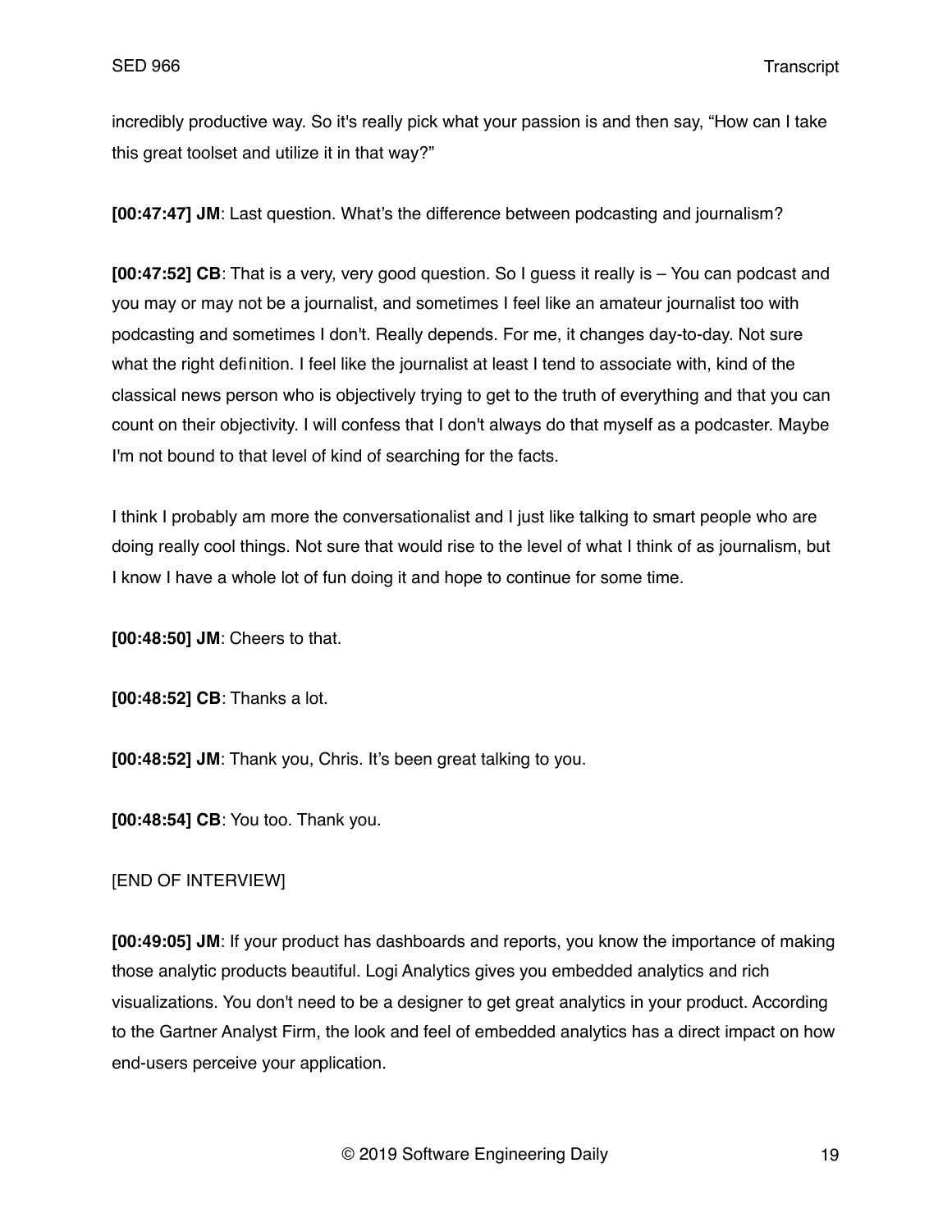incredibly productive way. So it's really pick what your passion is and then say, "How can I take this great toolset and utilize it in that way?"

**[00:47:47] JM**: Last question. What's the difference between podcasting and journalism?

**[00:47:52] CB**: That is a very, very good question. So I guess it really is – You can podcast and you may or may not be a journalist, and sometimes I feel like an amateur journalist too with podcasting and sometimes I don't. Really depends. For me, it changes day-to-day. Not sure what the right definition. I feel like the journalist at least I tend to associate with, kind of the classical news person who is objectively trying to get to the truth of everything and that you can count on their objectivity. I will confess that I don't always do that myself as a podcaster. Maybe I'm not bound to that level of kind of searching for the facts.

I think I probably am more the conversationalist and I just like talking to smart people who are doing really cool things. Not sure that would rise to the level of what I think of as journalism, but I know I have a whole lot of fun doing it and hope to continue for some time.

**[00:48:50] JM**: Cheers to that.

**[00:48:52] CB**: Thanks a lot.

**[00:48:52] JM**: Thank you, Chris. It's been great talking to you.

**[00:48:54] CB**: You too. Thank you.

[END OF INTERVIEW]

**[00:49:05] JM**: If your product has dashboards and reports, you know the importance of making those analytic products beautiful. Logi Analytics gives you embedded analytics and rich visualizations. You don't need to be a designer to get great analytics in your product. According to the Gartner Analyst Firm, the look and feel of embedded analytics has a direct impact on how end-users perceive your application.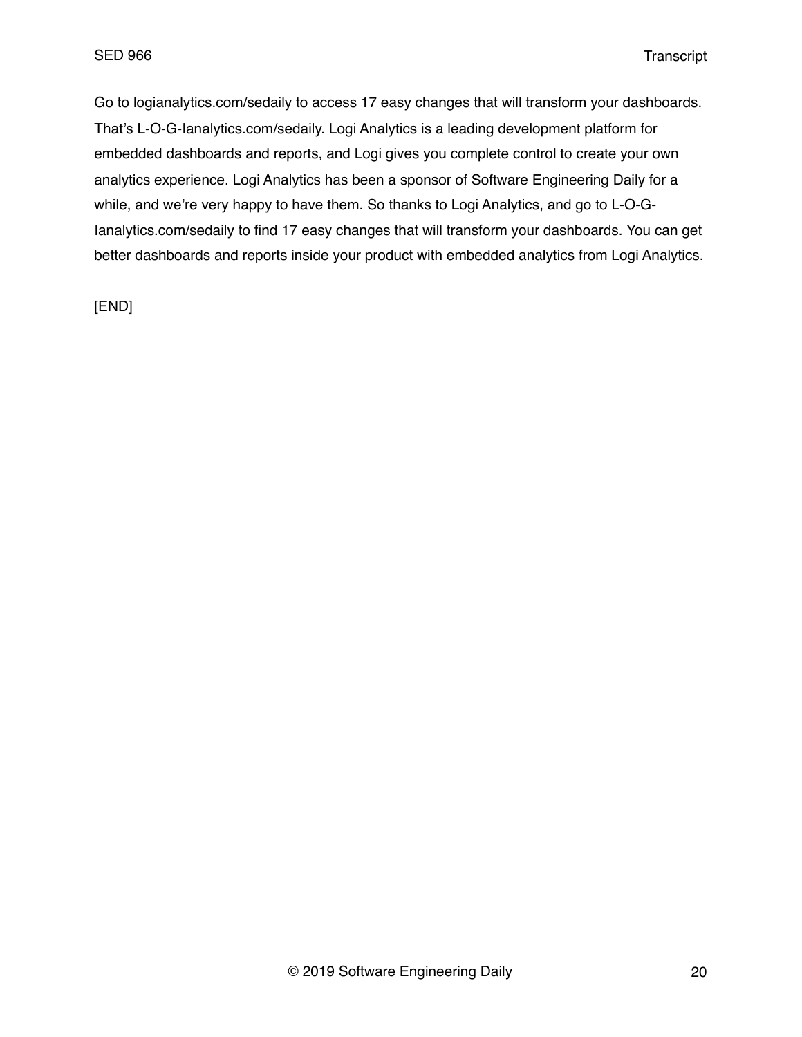Go to logianalytics.com/sedaily to access 17 easy changes that will transform your dashboards. That's L-O-G-Ianalytics.com/sedaily. Logi Analytics is a leading development platform for embedded dashboards and reports, and Logi gives you complete control to create your own analytics experience. Logi Analytics has been a sponsor of Software Engineering Daily for a while, and we're very happy to have them. So thanks to Logi Analytics, and go to L-O-G-Ianalytics.com/sedaily to find 17 easy changes that will transform your dashboards. You can get better dashboards and reports inside your product with embedded analytics from Logi Analytics.

[END]